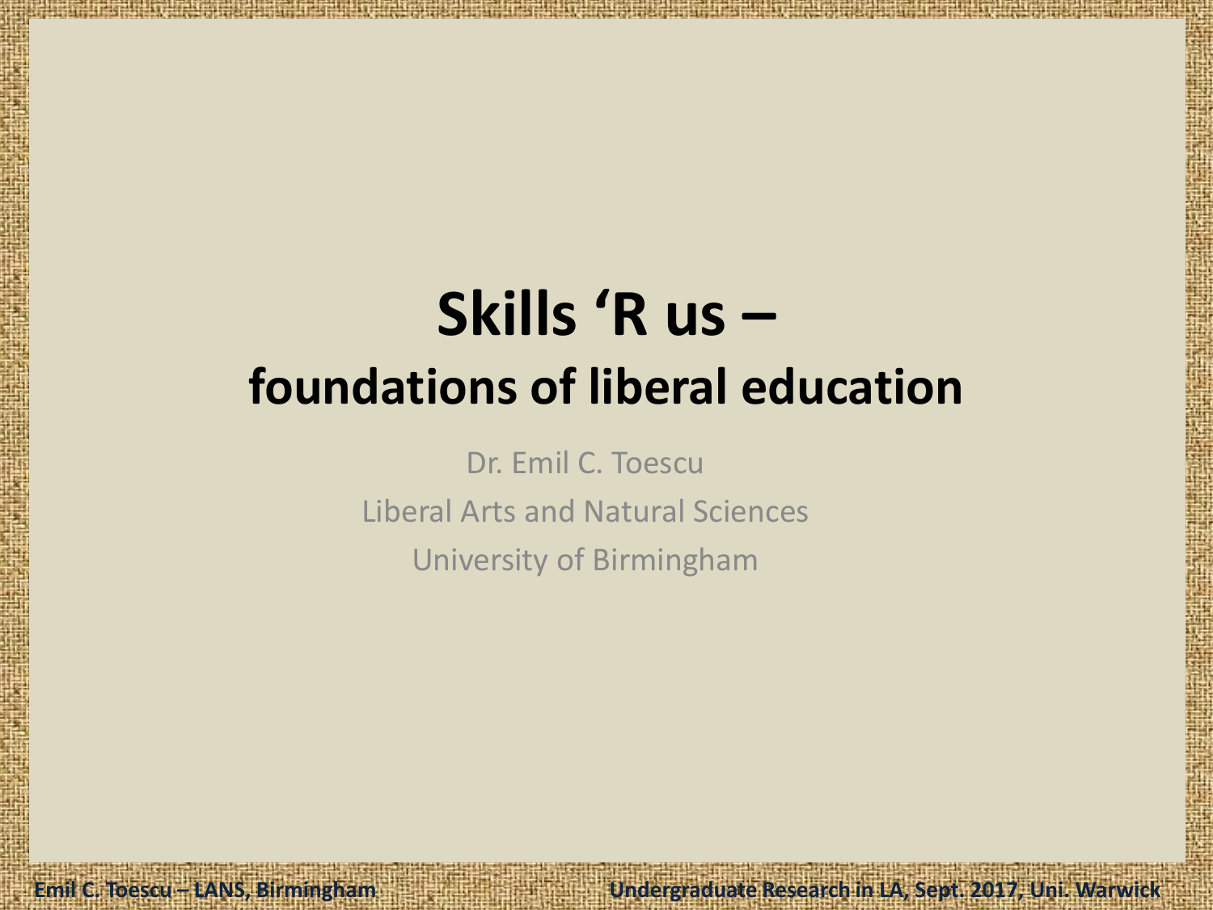# Skills 'R us –
## foundations of liberal education

Dr. Emil C. Toescu

Liberal Arts and Natural Sciences

University of Birmingham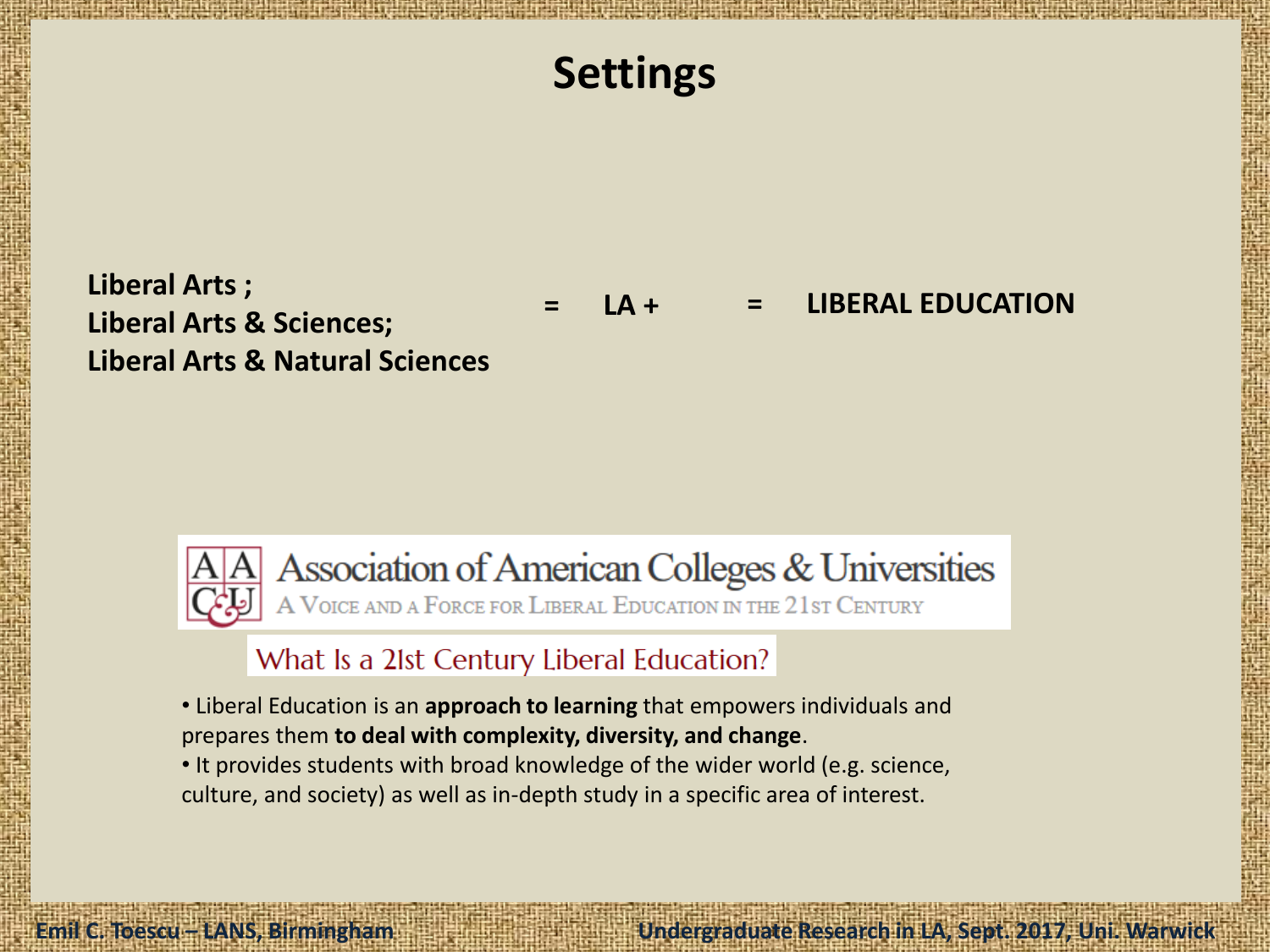# Settings

**Liberal Arts ;**
**Liberal Arts & Sciences;**
**Liberal Arts & Natural Sciences**

**= LA + = LIBERAL EDUCATION**

Association of American Colleges & Universities
A Voice and a Force for Liberal Education in the 21st Century

What Is a 21st Century Liberal Education?

- Liberal Education is an **approach to learning** that empowers individuals and prepares them **to deal with complexity, diversity, and change**.
- It provides students with broad knowledge of the wider world (e.g. science, culture, and society) as well as in-depth study in a specific area of interest.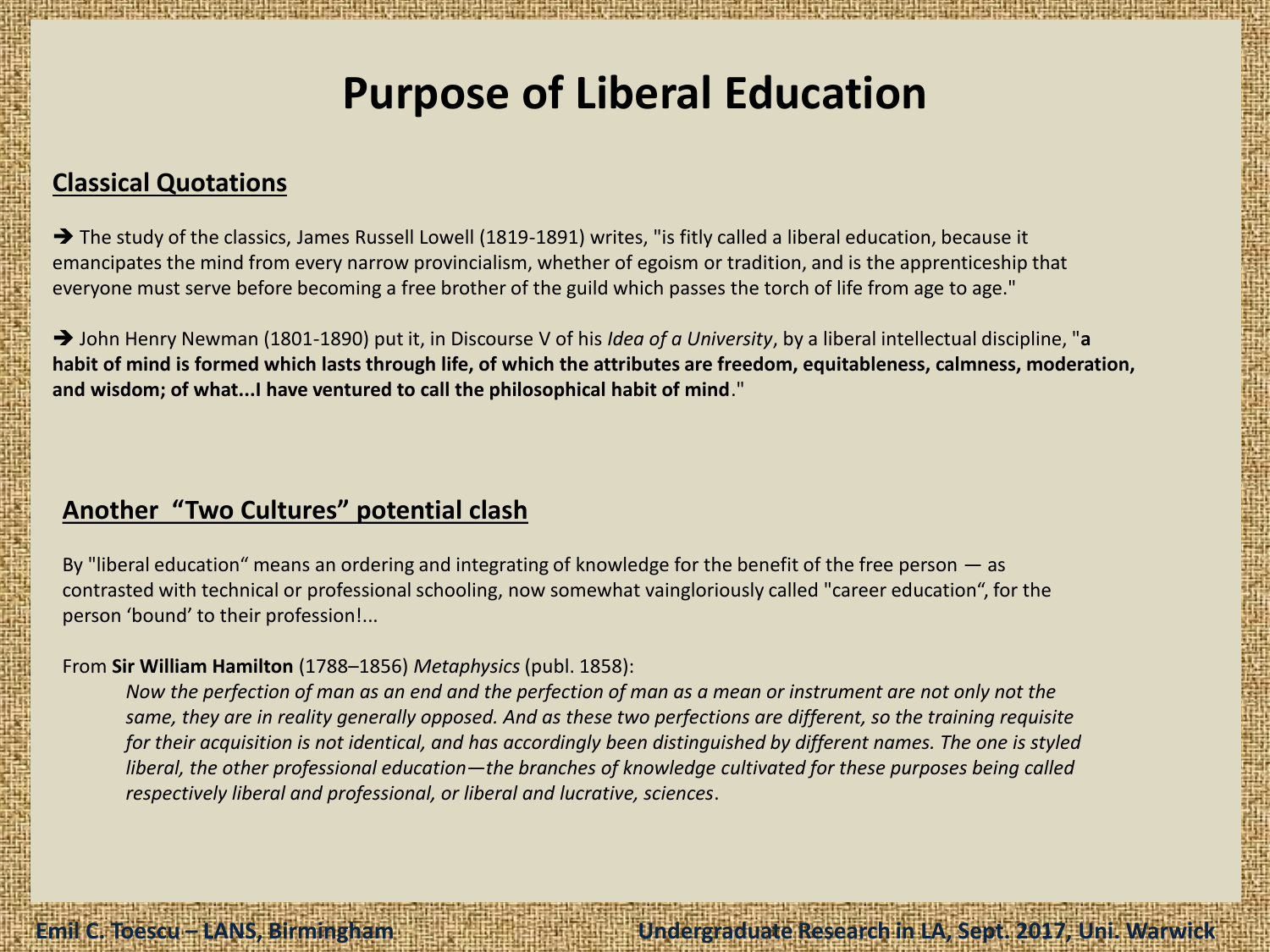# Purpose of Liberal Education

## Classical Quotations

➔ The study of the classics, James Russell Lowell (1819-1891) writes, "is fitly called a liberal education, because it emancipates the mind from every narrow provincialism, whether of egoism or tradition, and is the apprenticeship that everyone must serve before becoming a free brother of the guild which passes the torch of life from age to age."

➔ John Henry Newman (1801-1890) put it, in Discourse V of his *Idea of a University*, by a liberal intellectual discipline, "**a habit of mind is formed which lasts through life, of which the attributes are freedom, equitableness, calmness, moderation, and wisdom; of what...I have ventured to call the philosophical habit of mind**."

## Another "Two Cultures" potential clash

By "liberal education" means an ordering and integrating of knowledge for the benefit of the free person — as contrasted with technical or professional schooling, now somewhat vaingloriously called "career education", for the person 'bound' to their profession!...

From **Sir William Hamilton** (1788–1856) *Metaphysics* (publ. 1858):

> *Now the perfection of man as an end and the perfection of man as a mean or instrument are not only not the same, they are in reality generally opposed. And as these two perfections are different, so the training requisite for their acquisition is not identical, and has accordingly been distinguished by different names. The one is styled liberal, the other professional education—the branches of knowledge cultivated for these purposes being called respectively liberal and professional, or liberal and lucrative, sciences*.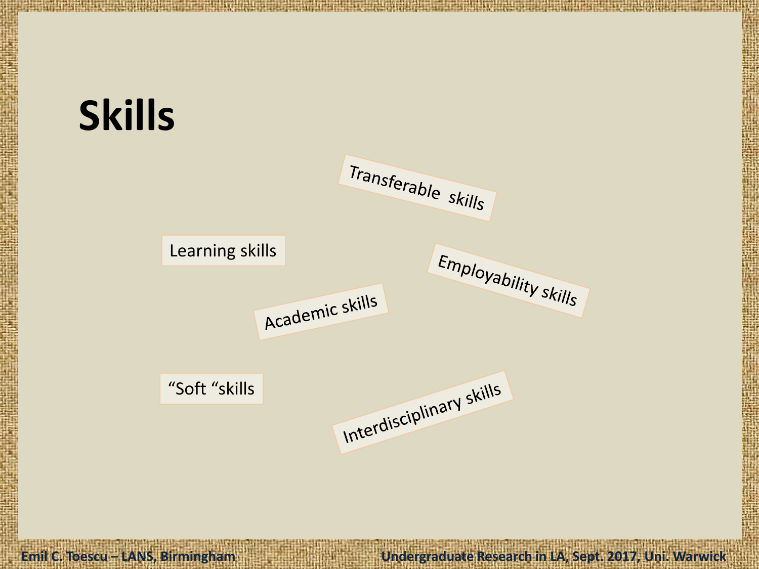# Skills

- Transferable skills
- Learning skills
- Employability skills
- Academic skills
- "Soft "skills
- Interdisciplinary skills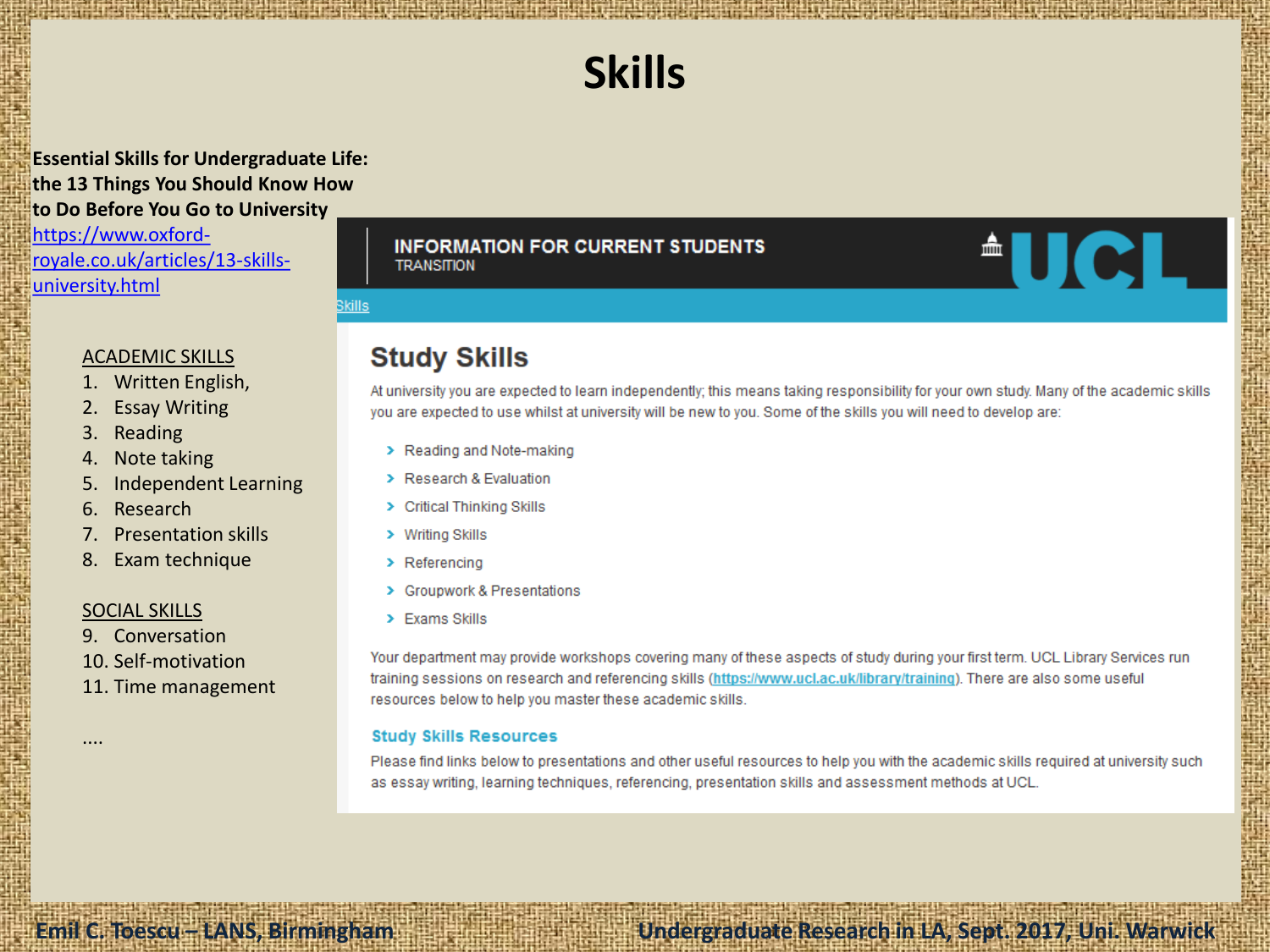# Skills

**Essential Skills for Undergraduate Life: the 13 Things You Should Know How to Do Before You Go to University**
https://www.oxford-royale.co.uk/articles/13-skills-university.html

ACADEMIC SKILLS

1. Written English,
2. Essay Writing
3. Reading
4. Note taking
5. Independent Learning
6. Research
7. Presentation skills
8. Exam technique

SOCIAL SKILLS

9. Conversation
10. Self-motivation
11. Time management

....

INFORMATION FOR CURRENT STUDENTS
TRANSITION

UCL

Skills

## Study Skills

At university you are expected to learn independently; this means taking responsibility for your own study. Many of the academic skills you are expected to use whilst at university will be new to you. Some of the skills you will need to develop are:

- Reading and Note-making
- Research & Evaluation
- Critical Thinking Skills
- Writing Skills
- Referencing
- Groupwork & Presentations
- Exams Skills

Your department may provide workshops covering many of these aspects of study during your first term. UCL Library Services run training sessions on research and referencing skills (https://www.ucl.ac.uk/library/training). There are also some useful resources below to help you master these academic skills.

### Study Skills Resources

Please find links below to presentations and other useful resources to help you with the academic skills required at university such as essay writing, learning techniques, referencing, presentation skills and assessment methods at UCL.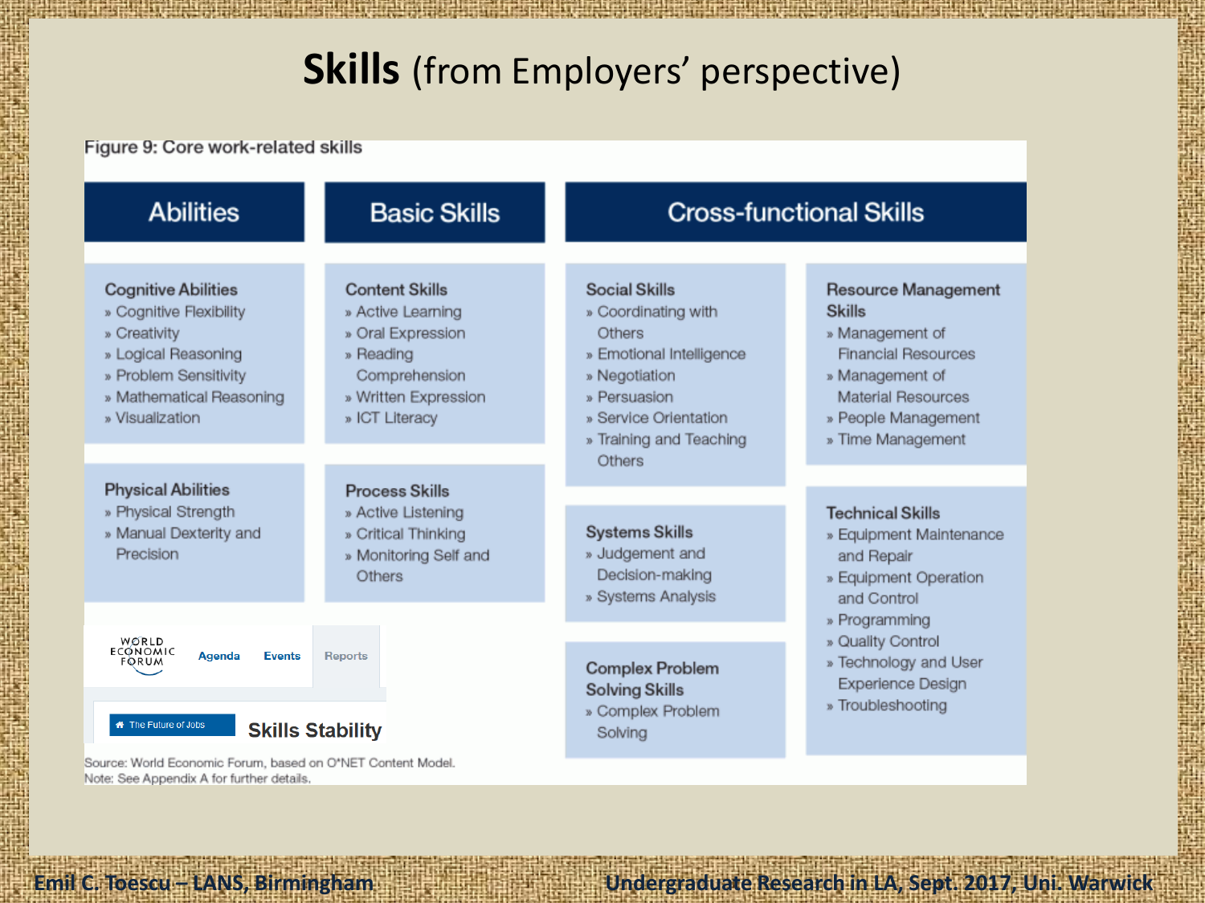# **Skills** (from Employers' perspective)

Figure 9: Core work-related skills

## Abilities

**Cognitive Abilities**
- Cognitive Flexibility
- Creativity
- Logical Reasoning
- Problem Sensitivity
- Mathematical Reasoning
- Visualization

**Physical Abilities**
- Physical Strength
- Manual Dexterity and Precision

## Basic Skills

**Content Skills**
- Active Learning
- Oral Expression
- Reading Comprehension
- Written Expression
- ICT Literacy

**Process Skills**
- Active Listening
- Critical Thinking
- Monitoring Self and Others

## Cross-functional Skills

**Social Skills**
- Coordinating with Others
- Emotional Intelligence
- Negotiation
- Persuasion
- Service Orientation
- Training and Teaching Others

**Systems Skills**
- Judgement and Decision-making
- Systems Analysis

**Complex Problem Solving Skills**
- Complex Problem Solving

**Resource Management Skills**
- Management of Financial Resources
- Management of Material Resources
- People Management
- Time Management

**Technical Skills**
- Equipment Maintenance and Repair
- Equipment Operation and Control
- Programming
- Quality Control
- Technology and User Experience Design
- Troubleshooting

WORLD ECONOMIC FORUM | Agenda | Events | Reports

The Future of Jobs — **Skills Stability**

Source: World Economic Forum, based on O*NET Content Model.
Note: See Appendix A for further details.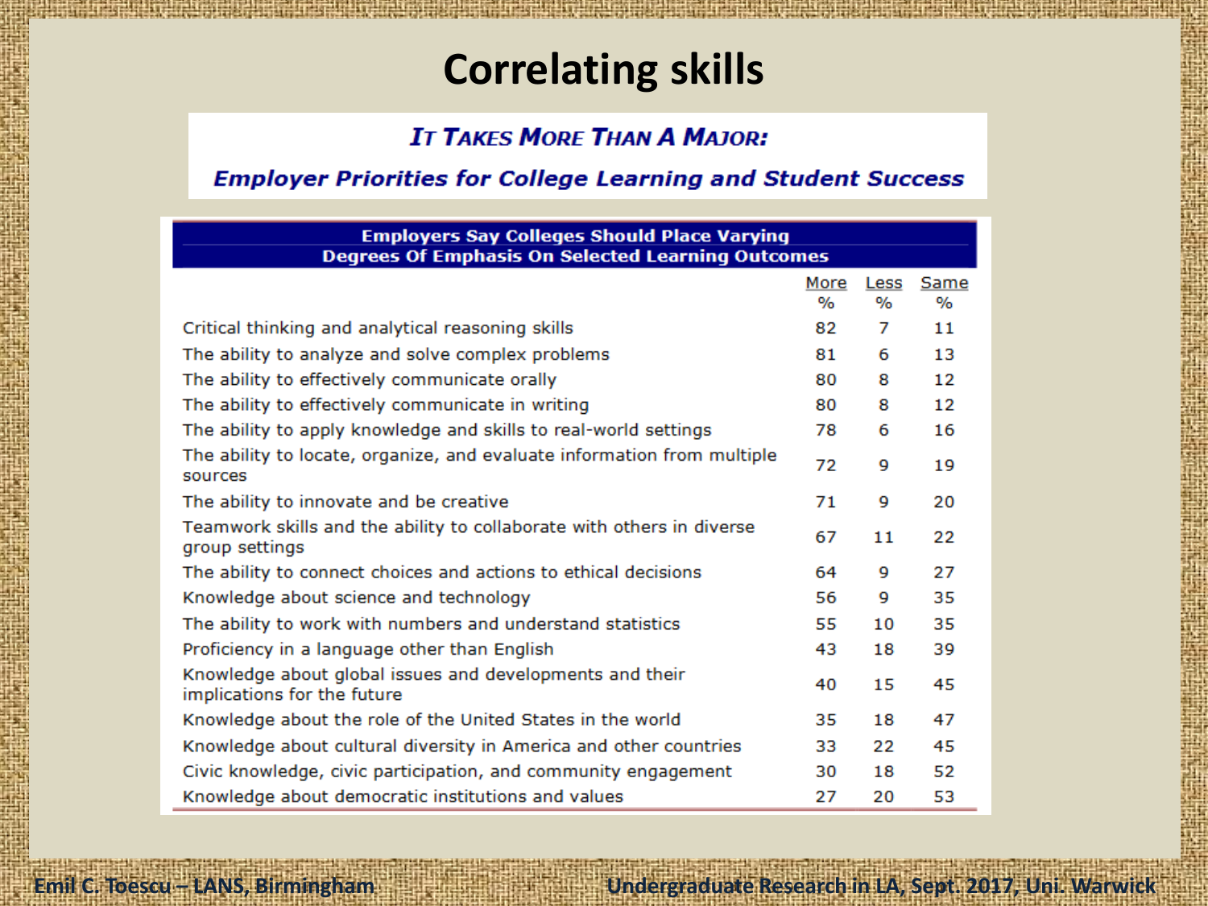# Correlating skills

***It Takes More Than A Major:***

***Employer Priorities for College Learning and Student Success***

**Employers Say Colleges Should Place Varying Degrees Of Emphasis On Selected Learning Outcomes**

| | More % | Less % | Same % |
|---|---|---|---|
| Critical thinking and analytical reasoning skills | 82 | 7 | 11 |
| The ability to analyze and solve complex problems | 81 | 6 | 13 |
| The ability to effectively communicate orally | 80 | 8 | 12 |
| The ability to effectively communicate in writing | 80 | 8 | 12 |
| The ability to apply knowledge and skills to real-world settings | 78 | 6 | 16 |
| The ability to locate, organize, and evaluate information from multiple sources | 72 | 9 | 19 |
| The ability to innovate and be creative | 71 | 9 | 20 |
| Teamwork skills and the ability to collaborate with others in diverse group settings | 67 | 11 | 22 |
| The ability to connect choices and actions to ethical decisions | 64 | 9 | 27 |
| Knowledge about science and technology | 56 | 9 | 35 |
| The ability to work with numbers and understand statistics | 55 | 10 | 35 |
| Proficiency in a language other than English | 43 | 18 | 39 |
| Knowledge about global issues and developments and their implications for the future | 40 | 15 | 45 |
| Knowledge about the role of the United States in the world | 35 | 18 | 47 |
| Knowledge about cultural diversity in America and other countries | 33 | 22 | 45 |
| Civic knowledge, civic participation, and community engagement | 30 | 18 | 52 |
| Knowledge about democratic institutions and values | 27 | 20 | 53 |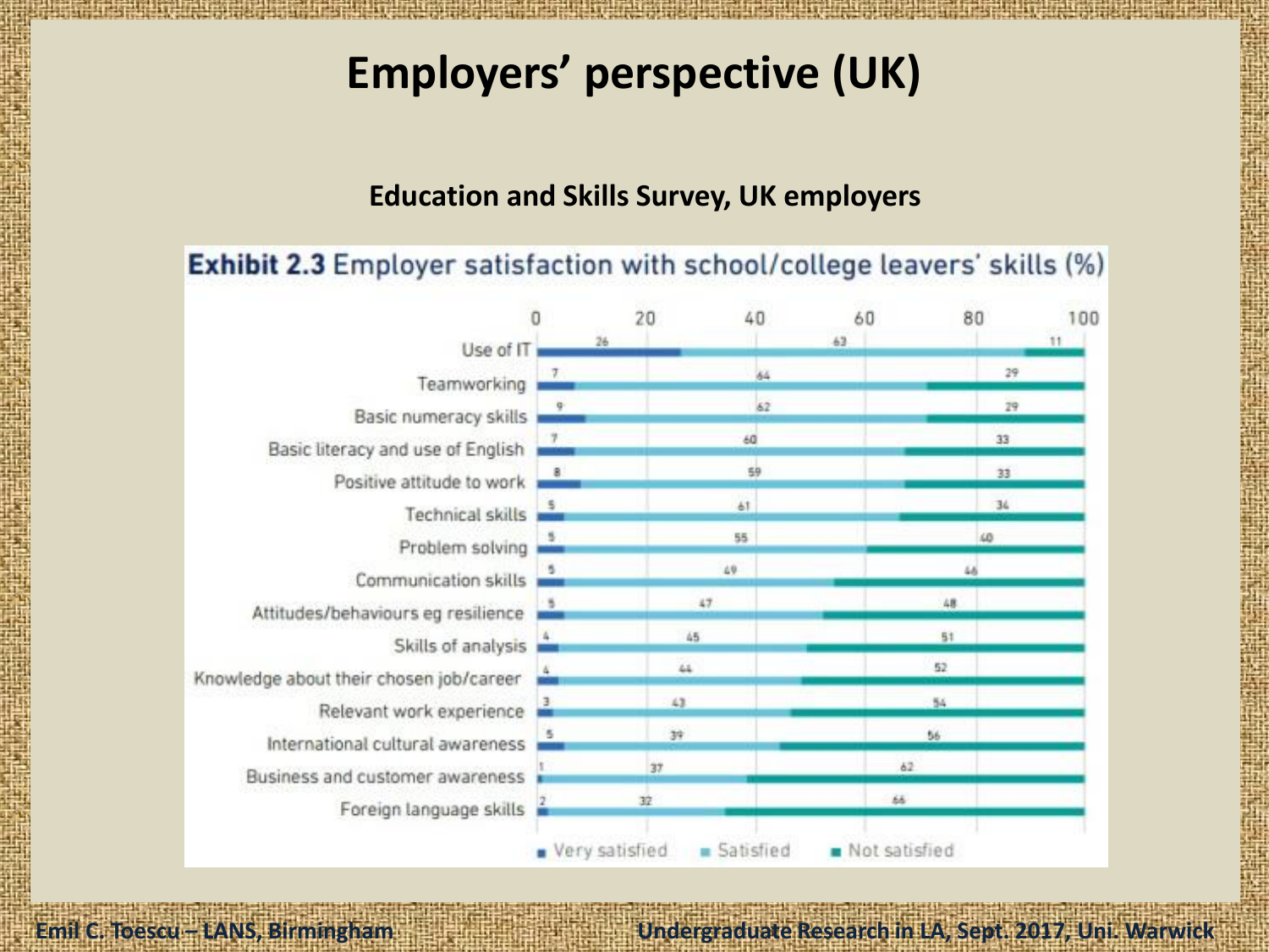# Employers' perspective (UK)

**Education and Skills Survey, UK employers**

**Exhibit 2.3** Employer satisfaction with school/college leavers' skills (%)

| Skill | Very satisfied | Satisfied | Not satisfied |
| --- | --- | --- | --- |
| Use of IT | 26 | 63 | 11 |
| Teamworking | 7 | 64 | 29 |
| Basic numeracy skills | 9 | 62 | 29 |
| Basic literacy and use of English | 7 | 60 | 33 |
| Positive attitude to work | 8 | 59 | 33 |
| Technical skills | 5 | 61 | 34 |
| Problem solving | 5 | 55 | 40 |
| Communication skills | 5 | 49 | 46 |
| Attitudes/behaviours eg resilience | 5 | 47 | 48 |
| Skills of analysis | 4 | 45 | 51 |
| Knowledge about their chosen job/career | 4 | 44 | 52 |
| Relevant work experience | 3 | 43 | 54 |
| International cultural awareness | 5 | 39 | 56 |
| Business and customer awareness | 1 | 37 | 62 |
| Foreign language skills | 2 | 32 | 66 |

Emil C. Toescu – LANS, Birmingham

Undergraduate Research in LA, Sept. 2017, Uni. Warwick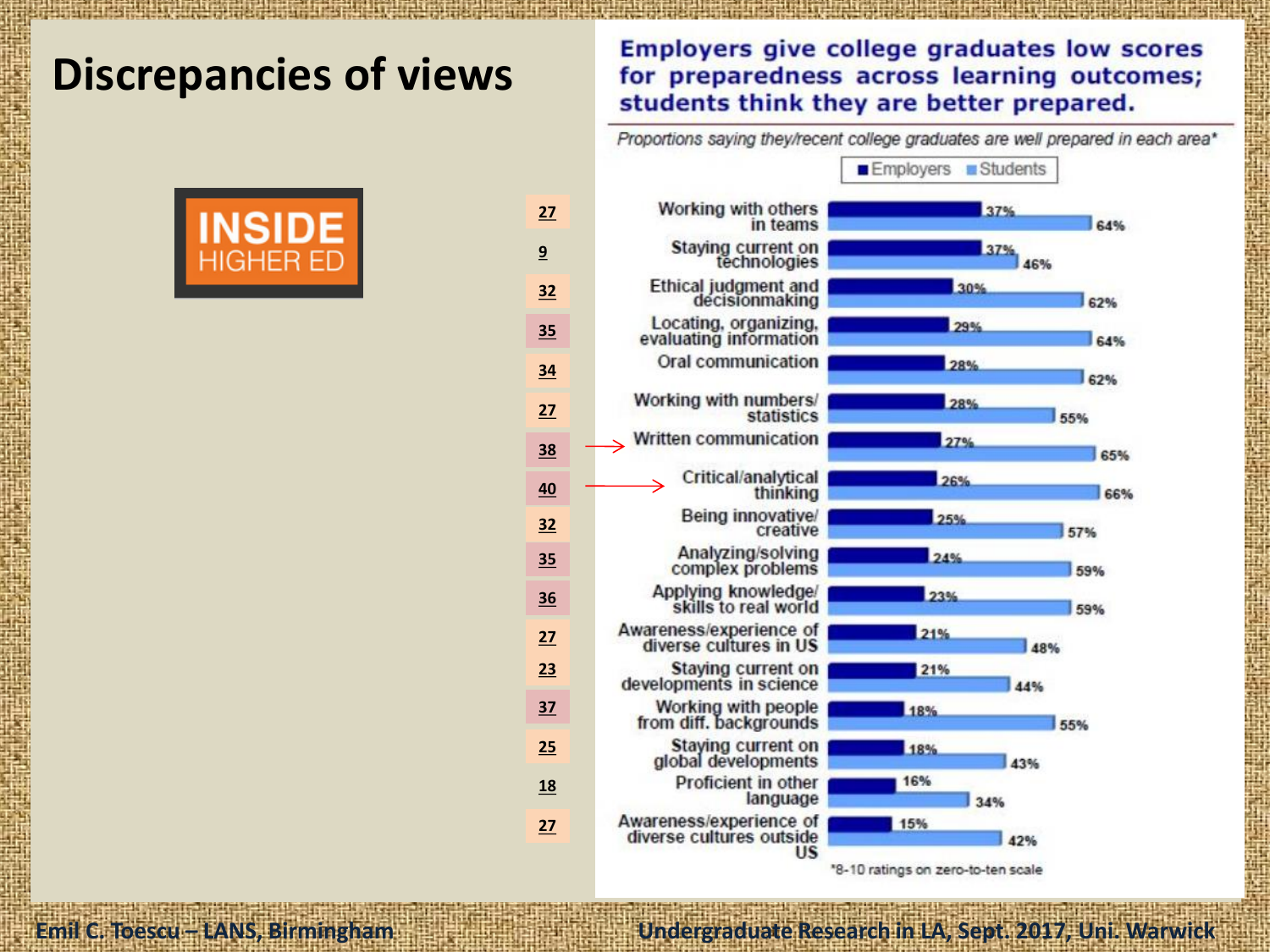# Discrepancies of views

INSIDE HIGHER ED

**Employers give college graduates low scores for preparedness across learning outcomes; students think they are better prepared.**

*Proportions saying they/recent college graduates are well prepared in each area**

| | Area | Employers | Students |
|---|---|---|---|
| 27 | Working with others in teams | 37% | 64% |
| 9 | Staying current on technologies | 37% | 46% |
| 32 | Ethical judgment and decisionmaking | 30% | 62% |
| 35 | Locating, organizing, evaluating information | 29% | 64% |
| 34 | Oral communication | 28% | 62% |
| 27 | Working with numbers/ statistics | 28% | 55% |
| 38 | → Written communication | 27% | 65% |
| 40 | → Critical/analytical thinking | 26% | 66% |
| 32 | Being innovative/ creative | 25% | 57% |
| 35 | Analyzing/solving complex problems | 24% | 59% |
| 36 | Applying knowledge/ skills to real world | 23% | 59% |
| 27 | Awareness/experience of diverse cultures in US | 21% | 48% |
| 23 | Staying current on developments in science | 21% | 44% |
| 37 | Working with people from diff. backgrounds | 18% | 55% |
| 25 | Staying current on global developments | 18% | 43% |
| 18 | Proficient in other language | 16% | 34% |
| 27 | Awareness/experience of diverse cultures outside US | 15% | 42% |

*8-10 ratings on zero-to-ten scale

Emil C. Toescu – LANS, Birmingham

Undergraduate Research in LA, Sept. 2017, Uni. Warwick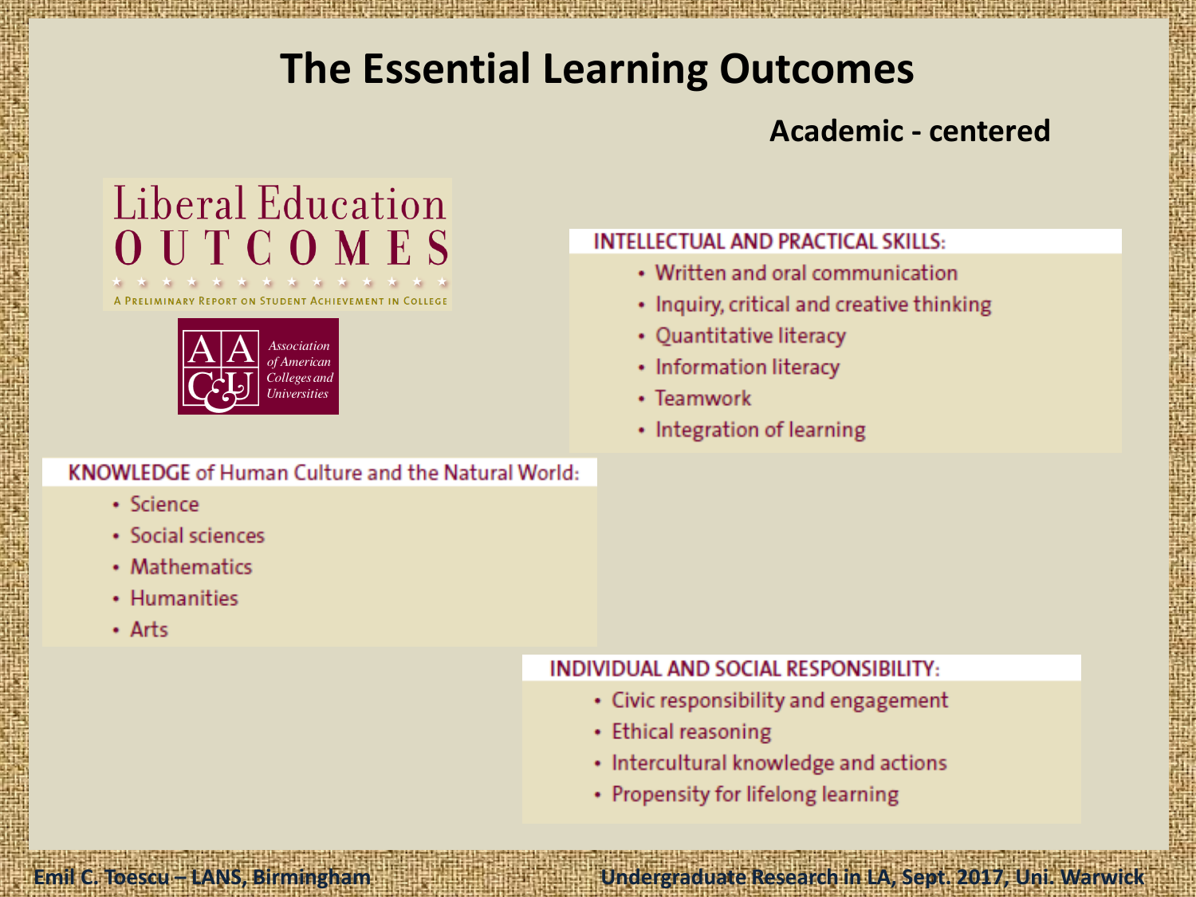# The Essential Learning Outcomes

**Academic - centered**

Liberal Education
OUTCOMES

A Preliminary Report on Student Achievement in College

Association of American Colleges and Universities

**INTELLECTUAL AND PRACTICAL SKILLS:**

- Written and oral communication
- Inquiry, critical and creative thinking
- Quantitative literacy
- Information literacy
- Teamwork
- Integration of learning

**KNOWLEDGE** of Human Culture and the Natural World:

- Science
- Social sciences
- Mathematics
- Humanities
- Arts

**INDIVIDUAL AND SOCIAL RESPONSIBILITY:**

- Civic responsibility and engagement
- Ethical reasoning
- Intercultural knowledge and actions
- Propensity for lifelong learning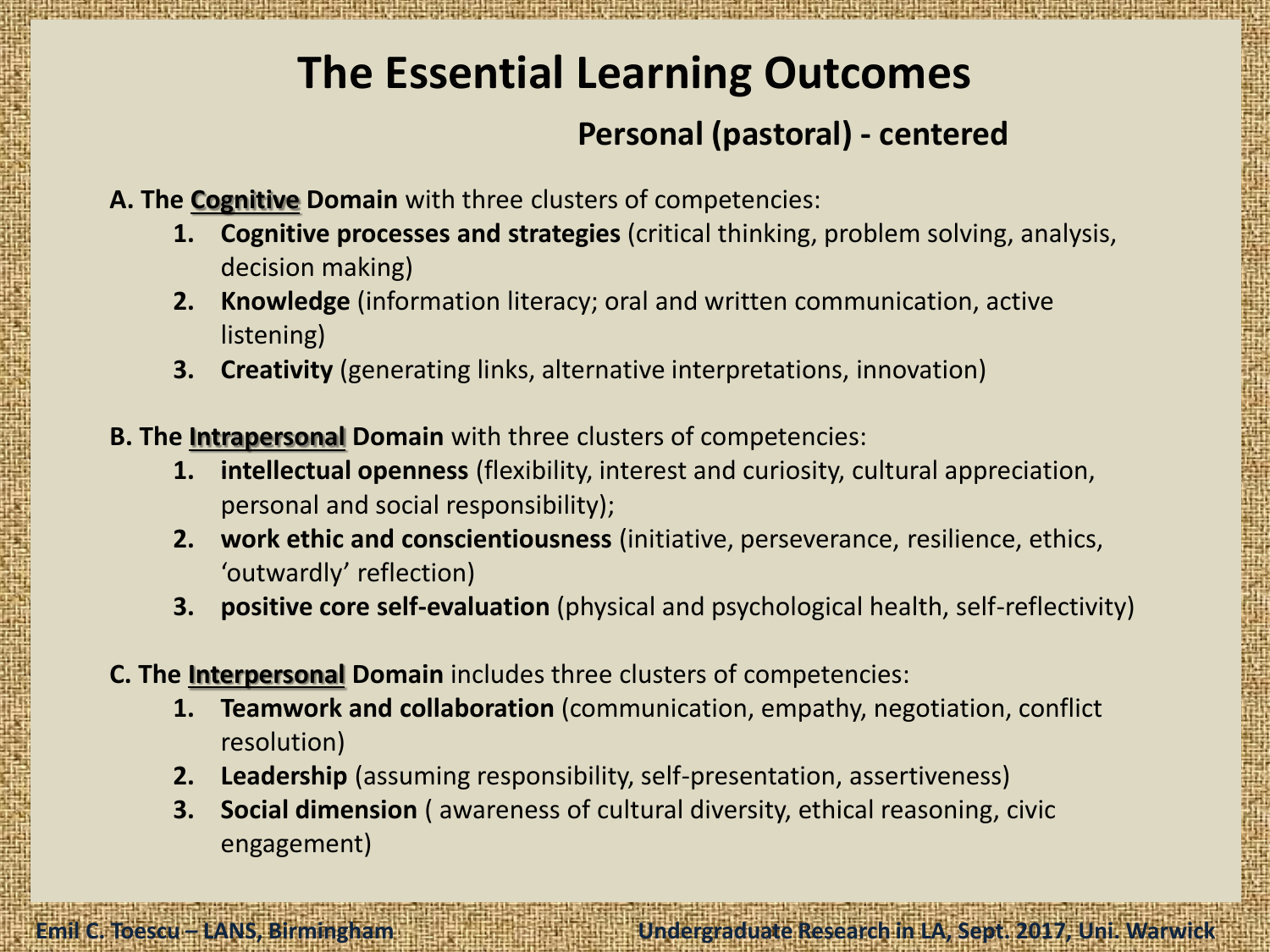# The Essential Learning Outcomes

## Personal (pastoral) - centered

**A. The Cognitive Domain** with three clusters of competencies:

1. **Cognitive processes and strategies** (critical thinking, problem solving, analysis, decision making)
2. **Knowledge** (information literacy; oral and written communication, active listening)
3. **Creativity** (generating links, alternative interpretations, innovation)

**B. The Intrapersonal Domain** with three clusters of competencies:

1. **intellectual openness** (flexibility, interest and curiosity, cultural appreciation, personal and social responsibility);
2. **work ethic and conscientiousness** (initiative, perseverance, resilience, ethics, 'outwardly' reflection)
3. **positive core self-evaluation** (physical and psychological health, self-reflectivity)

**C. The Interpersonal Domain** includes three clusters of competencies:

1. **Teamwork and collaboration** (communication, empathy, negotiation, conflict resolution)
2. **Leadership** (assuming responsibility, self-presentation, assertiveness)
3. **Social dimension** ( awareness of cultural diversity, ethical reasoning, civic engagement)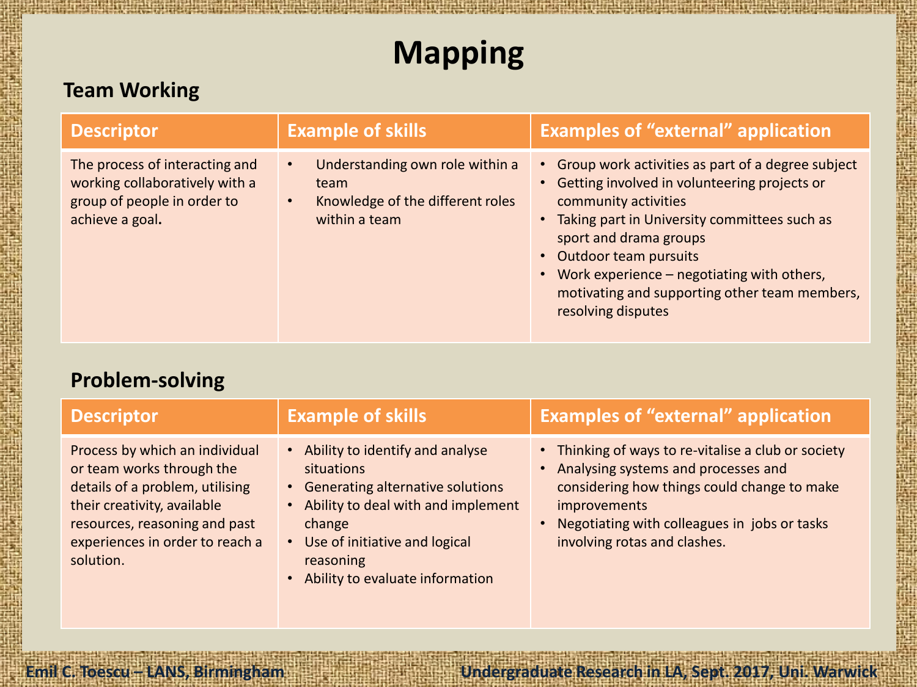# Mapping

## Team Working

| Descriptor | Example of skills | Examples of "external" application |
|---|---|---|
| The process of interacting and working collaboratively with a group of people in order to achieve a goal. | • Understanding own role within a team<br>• Knowledge of the different roles within a team | • Group work activities as part of a degree subject<br>• Getting involved in volunteering projects or community activities<br>• Taking part in University committees such as sport and drama groups<br>• Outdoor team pursuits<br>• Work experience – negotiating with others, motivating and supporting other team members, resolving disputes |

## Problem-solving

| Descriptor | Example of skills | Examples of "external" application |
|---|---|---|
| Process by which an individual or team works through the details of a problem, utilising their creativity, available resources, reasoning and past experiences in order to reach a solution. | • Ability to identify and analyse situations<br>• Generating alternative solutions<br>• Ability to deal with and implement change<br>• Use of initiative and logical reasoning<br>• Ability to evaluate information | • Thinking of ways to re-vitalise a club or society<br>• Analysing systems and processes and considering how things could change to make improvements<br>• Negotiating with colleagues in jobs or tasks involving rotas and clashes. |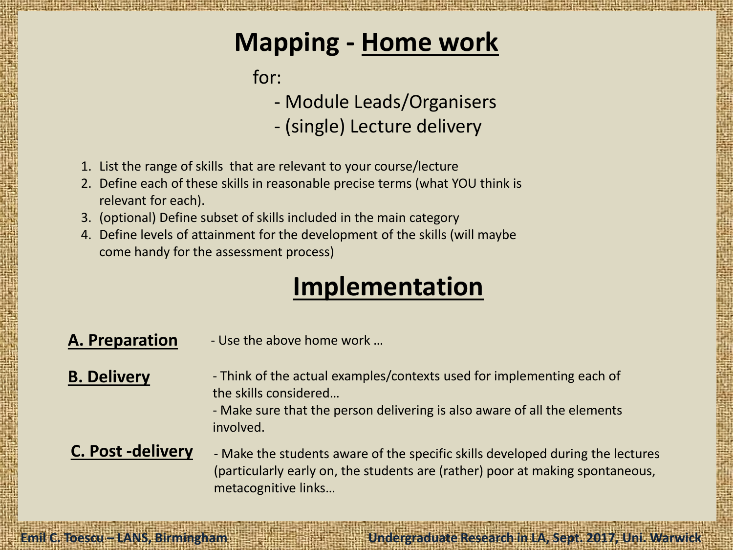# Mapping - Home work

for:

- Module Leads/Organisers
- (single) Lecture delivery

1. List the range of skills that are relevant to your course/lecture
2. Define each of these skills in reasonable precise terms (what YOU think is relevant for each).
3. (optional) Define subset of skills included in the main category
4. Define levels of attainment for the development of the skills (will maybe come handy for the assessment process)

# Implementation

**A. Preparation** - Use the above home work …

**B. Delivery**

- Think of the actual examples/contexts used for implementing each of the skills considered…
- Make sure that the person delivering is also aware of all the elements involved.

**C. Post -delivery**

- Make the students aware of the specific skills developed during the lectures (particularly early on, the students are (rather) poor at making spontaneous, metacognitive links…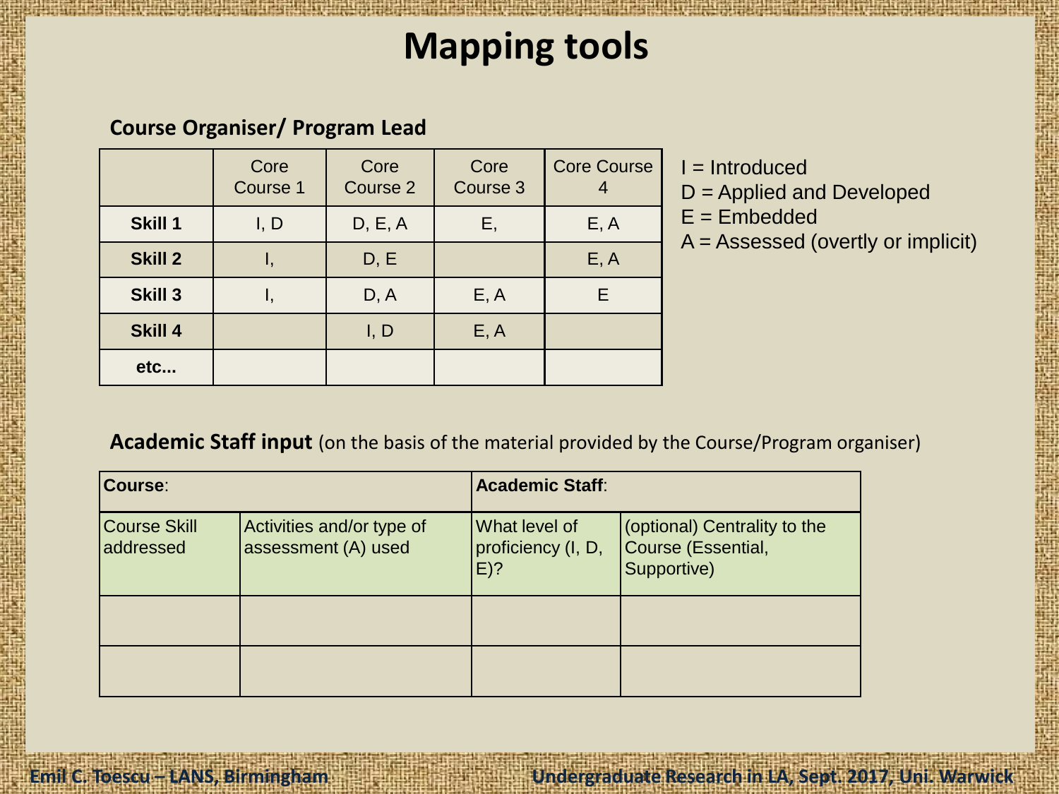# Mapping tools

### Course Organiser/ Program Lead

| | Core Course 1 | Core Course 2 | Core Course 3 | Core Course 4 |
|---|---|---|---|---|
| **Skill 1** | I, D | D, E, A | E, | E, A |
| **Skill 2** | I, | D, E | | E, A |
| **Skill 3** | I, | D, A | E, A | E |
| **Skill 4** | | I, D | E, A | |
| **etc...** | | | | |

I = Introduced
D = Applied and Developed
E = Embedded
A = Assessed (overtly or implicit)

**Academic Staff input** (on the basis of the material provided by the Course/Program organiser)

| **Course**: | | **Academic Staff**: | |
|---|---|---|---|
| Course Skill addressed | Activities and/or type of assessment (A) used | What level of proficiency (I, D, E)? | (optional) Centrality to the Course (Essential, Supportive) |
| | | | |
| | | | |

Emil C. Toescu – LANS, Birmingham

Undergraduate Research in LA, Sept. 2017, Uni. Warwick